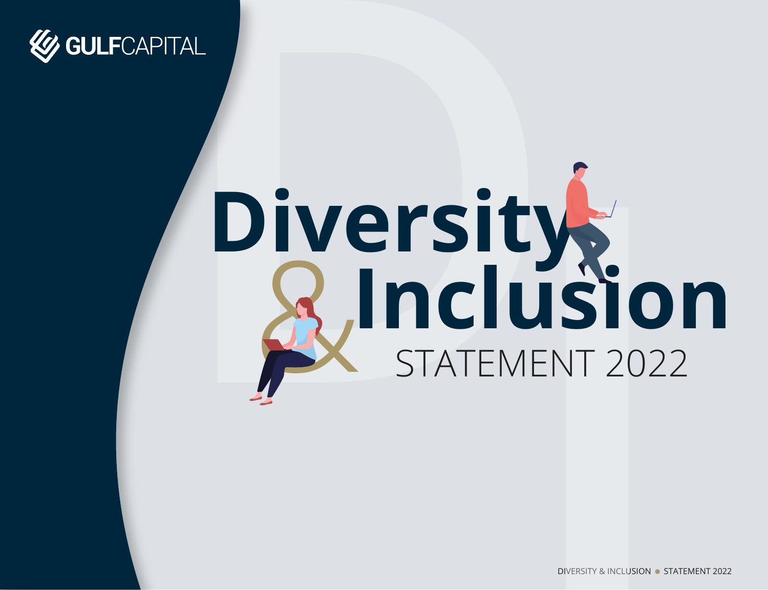GULFCAPITAL

# Diversity & Inclusion

STATEMENT 2022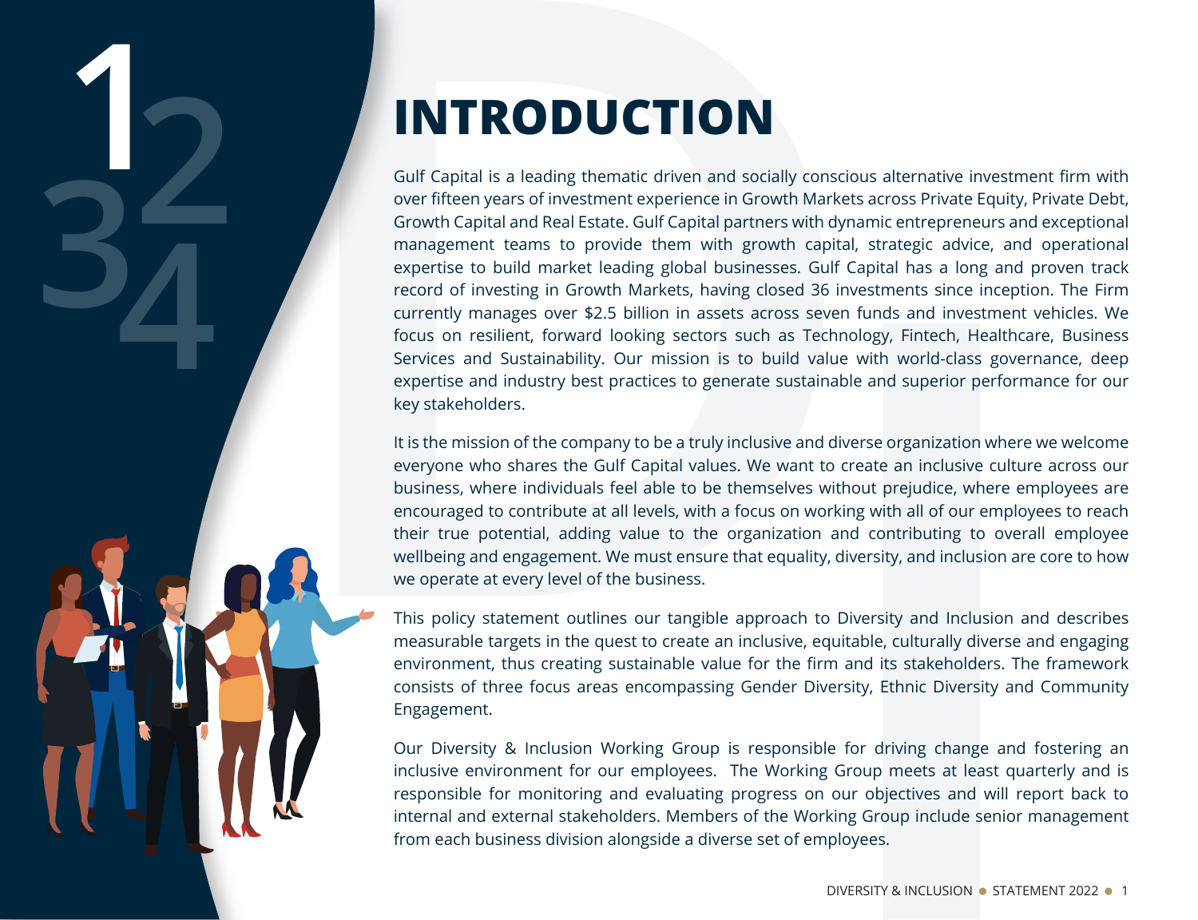# INTRODUCTION

Gulf Capital is a leading thematic driven and socially conscious alternative investment firm with over fifteen years of investment experience in Growth Markets across Private Equity, Private Debt, Growth Capital and Real Estate. Gulf Capital partners with dynamic entrepreneurs and exceptional management teams to provide them with growth capital, strategic advice, and operational expertise to build market leading global businesses. Gulf Capital has a long and proven track record of investing in Growth Markets, having closed 36 investments since inception. The Firm currently manages over $2.5 billion in assets across seven funds and investment vehicles. We focus on resilient, forward looking sectors such as Technology, Fintech, Healthcare, Business Services and Sustainability. Our mission is to build value with world-class governance, deep expertise and industry best practices to generate sustainable and superior performance for our key stakeholders.

It is the mission of the company to be a truly inclusive and diverse organization where we welcome everyone who shares the Gulf Capital values. We want to create an inclusive culture across our business, where individuals feel able to be themselves without prejudice, where employees are encouraged to contribute at all levels, with a focus on working with all of our employees to reach their true potential, adding value to the organization and contributing to overall employee wellbeing and engagement. We must ensure that equality, diversity, and inclusion are core to how we operate at every level of the business.

This policy statement outlines our tangible approach to Diversity and Inclusion and describes measurable targets in the quest to create an inclusive, equitable, culturally diverse and engaging environment, thus creating sustainable value for the firm and its stakeholders. The framework consists of three focus areas encompassing Gender Diversity, Ethnic Diversity and Community Engagement.

Our Diversity & Inclusion Working Group is responsible for driving change and fostering an inclusive environment for our employees. The Working Group meets at least quarterly and is responsible for monitoring and evaluating progress on our objectives and will report back to internal and external stakeholders. Members of the Working Group include senior management from each business division alongside a diverse set of employees.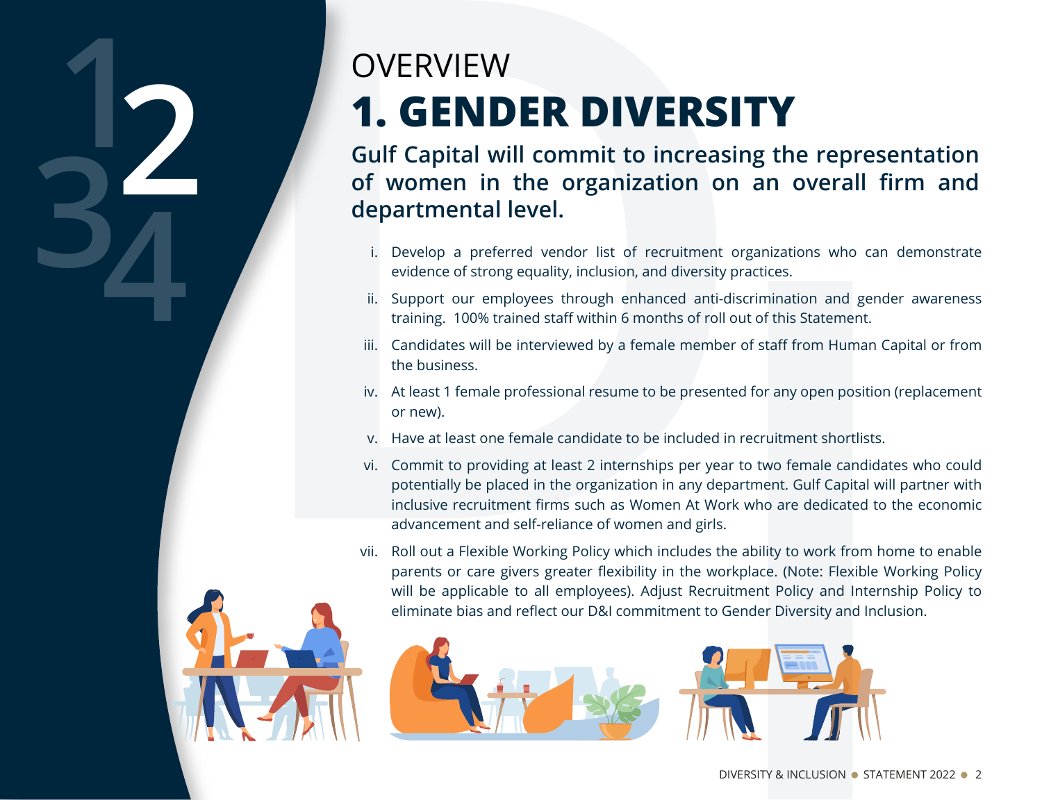OVERVIEW

# 1. GENDER DIVERSITY

**Gulf Capital will commit to increasing the representation of women in the organization on an overall firm and departmental level.**

i. Develop a preferred vendor list of recruitment organizations who can demonstrate evidence of strong equality, inclusion, and diversity practices.

ii. Support our employees through enhanced anti-discrimination and gender awareness training. 100% trained staff within 6 months of roll out of this Statement.

iii. Candidates will be interviewed by a female member of staff from Human Capital or from the business.

iv. At least 1 female professional resume to be presented for any open position (replacement or new).

v. Have at least one female candidate to be included in recruitment shortlists.

vi. Commit to providing at least 2 internships per year to two female candidates who could potentially be placed in the organization in any department. Gulf Capital will partner with inclusive recruitment firms such as Women At Work who are dedicated to the economic advancement and self-reliance of women and girls.

vii. Roll out a Flexible Working Policy which includes the ability to work from home to enable parents or care givers greater flexibility in the workplace. (Note: Flexible Working Policy will be applicable to all employees). Adjust Recruitment Policy and Internship Policy to eliminate bias and reflect our D&I commitment to Gender Diversity and Inclusion.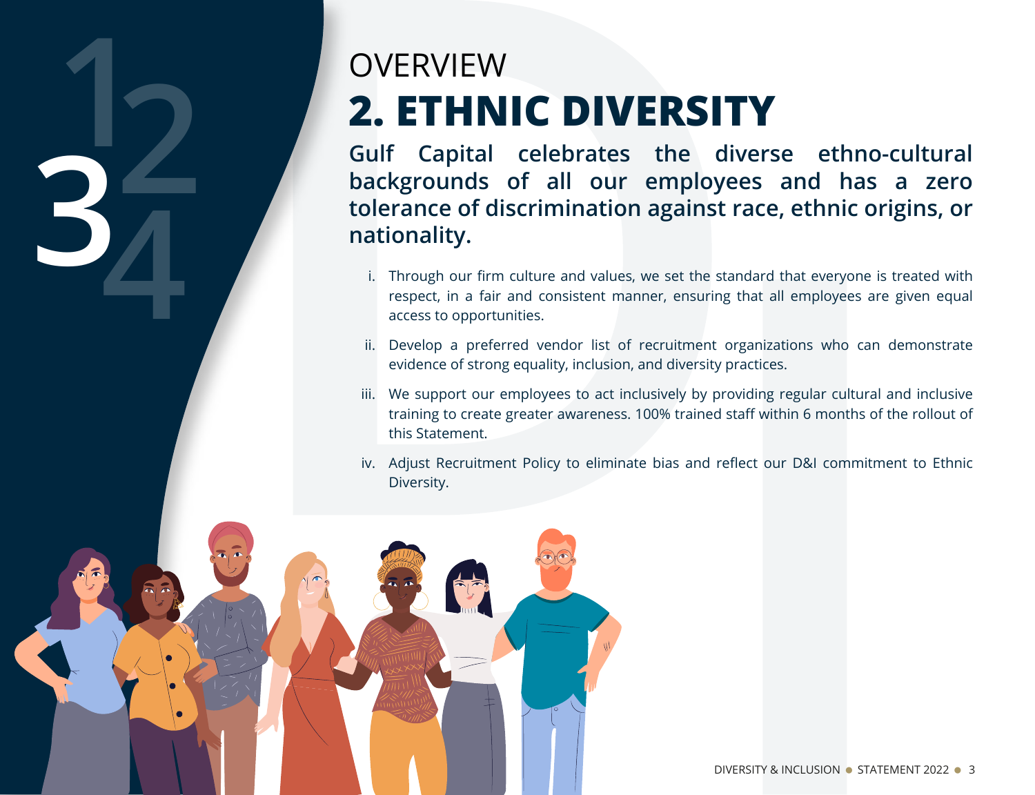OVERVIEW

# 2. ETHNIC DIVERSITY

**Gulf Capital celebrates the diverse ethno-cultural backgrounds of all our employees and has a zero tolerance of discrimination against race, ethnic origins, or nationality.**

i. Through our firm culture and values, we set the standard that everyone is treated with respect, in a fair and consistent manner, ensuring that all employees are given equal access to opportunities.

ii. Develop a preferred vendor list of recruitment organizations who can demonstrate evidence of strong equality, inclusion, and diversity practices.

iii. We support our employees to act inclusively by providing regular cultural and inclusive training to create greater awareness. 100% trained staff within 6 months of the rollout of this Statement.

iv. Adjust Recruitment Policy to eliminate bias and reflect our D&I commitment to Ethnic Diversity.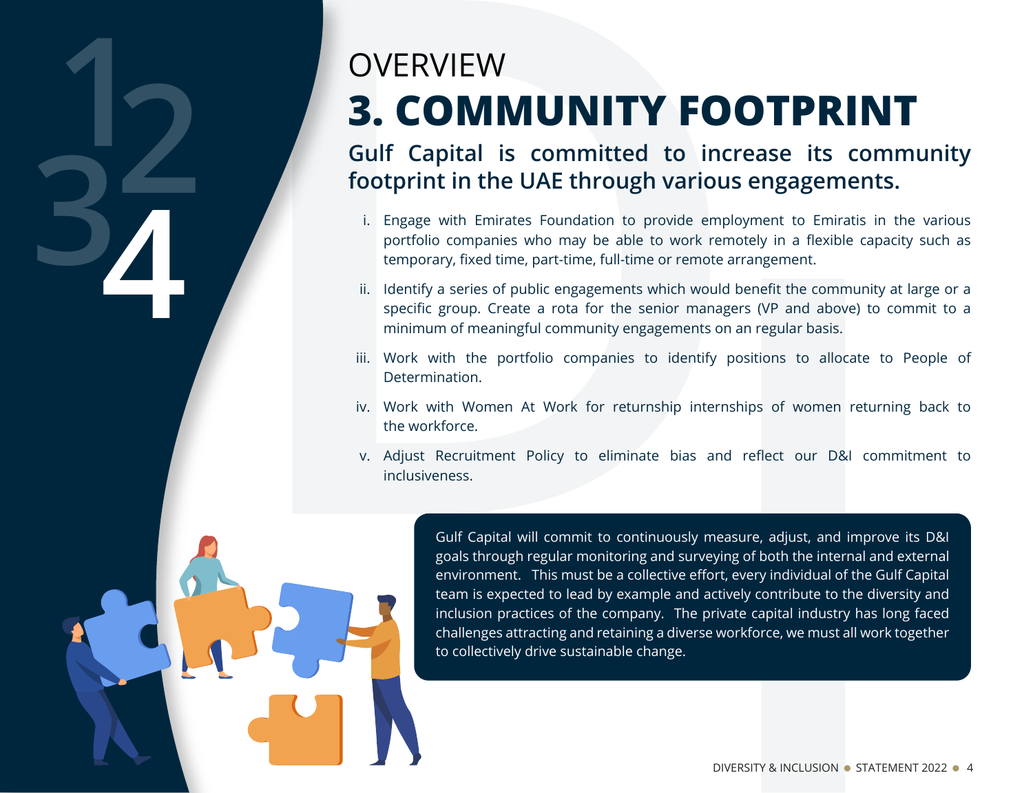OVERVIEW

# 3. COMMUNITY FOOTPRINT

## Gulf Capital is committed to increase its community footprint in the UAE through various engagements.

i. Engage with Emirates Foundation to provide employment to Emiratis in the various portfolio companies who may be able to work remotely in a flexible capacity such as temporary, fixed time, part-time, full-time or remote arrangement.

ii. Identify a series of public engagements which would benefit the community at large or a specific group. Create a rota for the senior managers (VP and above) to commit to a minimum of meaningful community engagements on an regular basis.

iii. Work with the portfolio companies to identify positions to allocate to People of Determination.

iv. Work with Women At Work for returnship internships of women returning back to the workforce.

v. Adjust Recruitment Policy to eliminate bias and reflect our D&I commitment to inclusiveness.

Gulf Capital will commit to continuously measure, adjust, and improve its D&I goals through regular monitoring and surveying of both the internal and external environment. This must be a collective effort, every individual of the Gulf Capital team is expected to lead by example and actively contribute to the diversity and inclusion practices of the company. The private capital industry has long faced challenges attracting and retaining a diverse workforce, we must all work together to collectively drive sustainable change.